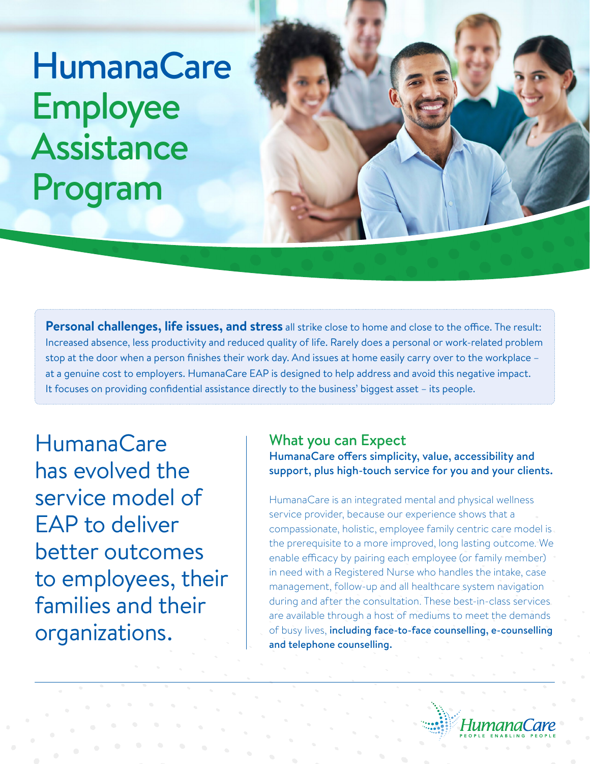# HumanaCare Employee Assistance Program

**Personal challenges, life issues, and stress** all strike close to home and close to the office. The result: Increased absence, less productivity and reduced quality of life. Rarely does a personal or work-related problem stop at the door when a person finishes their work day. And issues at home easily carry over to the workplace – at a genuine cost to employers. HumanaCare EAP is designed to help address and avoid this negative impact. It focuses on providing confidential assistance directly to the business' biggest asset – its people.

HumanaCare has evolved the service model of EAP to deliver better outcomes to employees, their families and their organizations.

## What you can Expect

**HumanaCare offers simplicity, value, accessibility and support, plus high-touch service for you and your clients.**

HumanaCare is an integrated mental and physical wellness service provider, because our experience shows that a compassionate, holistic, employee family centric care model is the prerequisite to a more improved, long lasting outcome. We enable efficacy by pairing each employee (or family member) in need with a Registered Nurse who handles the intake, case management, follow-up and all healthcare system navigation during and after the consultation. These best-in-class services are available through a host of mediums to meet the demands of busy lives, **including face-to-face counselling, e-counselling and telephone counselling.**

HumanaCare
PEOPLE ENABLING PEOPLE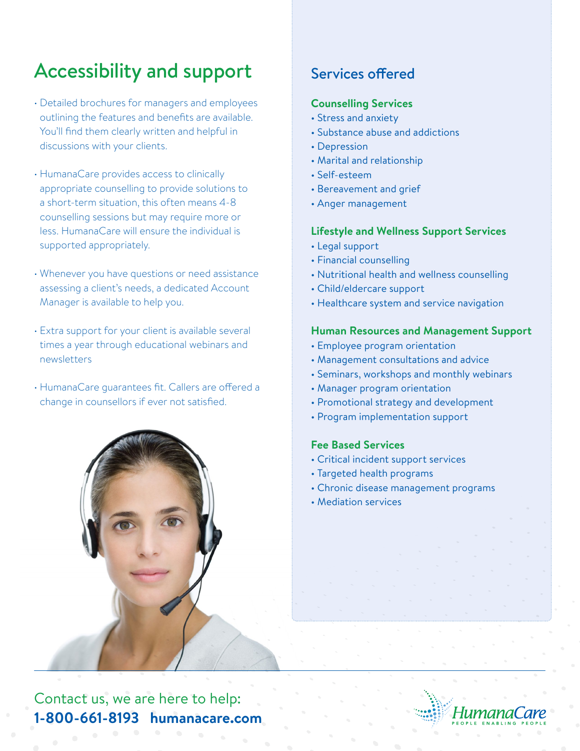## Accessibility and support

- Detailed brochures for managers and employees outlining the features and benefits are available. You'll find them clearly written and helpful in discussions with your clients.
- HumanaCare provides access to clinically appropriate counselling to provide solutions to a short-term situation, this often means 4-8 counselling sessions but may require more or less. HumanaCare will ensure the individual is supported appropriately.
- Whenever you have questions or need assistance assessing a client's needs, a dedicated Account Manager is available to help you.
- Extra support for your client is available several times a year through educational webinars and newsletters
- HumanaCare guarantees fit. Callers are offered a change in counsellors if ever not satisfied.

## Services offered

### Counselling Services

- Stress and anxiety
- Substance abuse and addictions
- Depression
- Marital and relationship
- Self-esteem
- Bereavement and grief
- Anger management

### Lifestyle and Wellness Support Services

- Legal support
- Financial counselling
- Nutritional health and wellness counselling
- Child/eldercare support
- Healthcare system and service navigation

### Human Resources and Management Support

- Employee program orientation
- Management consultations and advice
- Seminars, workshops and monthly webinars
- Manager program orientation
- Promotional strategy and development
- Program implementation support

### Fee Based Services

- Critical incident support services
- Targeted health programs
- Chronic disease management programs
- Mediation services

Contact us, we are here to help:

**1-800-661-8193 humanacare.com**

HumanaCare
PEOPLE ENABLING PEOPLE